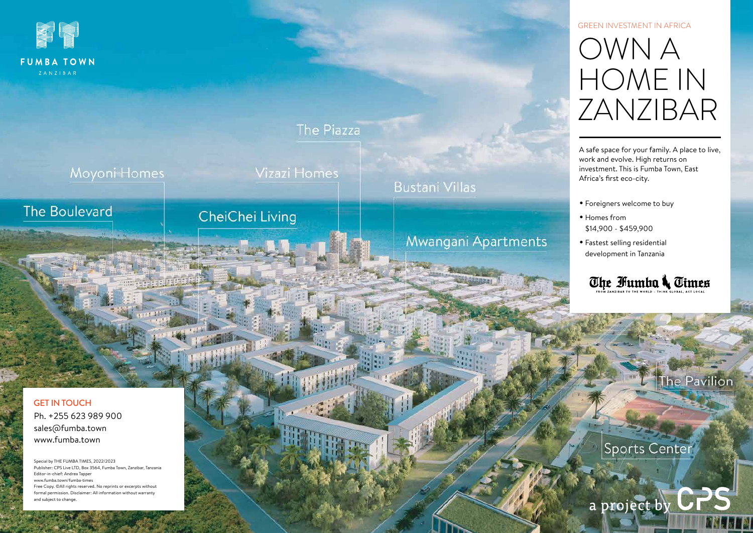FUMBA TOWN

ZANZIBAR

GREEN INVESTMENT IN AFRICA

# OWN A HOME IN ZANZIBAR

A safe space for your family. A place to live, work and evolve. High returns on investment. This is Fumba Town, East Africa's first eco-city.

- Foreigners welcome to buy
- Homes from $14,900 - $459,900
- Fastest selling residential development in Tanzania

The Fumba Times

FROM ZANZIBAR TO THE WORLD - THINK GLOBAL, ACT LOCAL

The Piazza

Moyoni Homes

Vizazi Homes

Bustani Villas

The Boulevard

CheiChei Living

Mwangani Apartments

The Pavilion

Sports Center

a project by CPS

GET IN TOUCH

Ph. +255 623 989 900

sales@fumba.town

www.fumba.town

Special by THE FUMBA TIMES, 2022/2023
Publisher: CPS Live LTD, Box 3564, Fumba Town, Zanzibar, Tanzania
Editor-in-chief: Andrea Tapper
www.fumba.town/fumba-times
Free Copy. ©All rights reserved. No reprints or excerpts without formal permission. Disclaimer: All information without warranty and subject to change.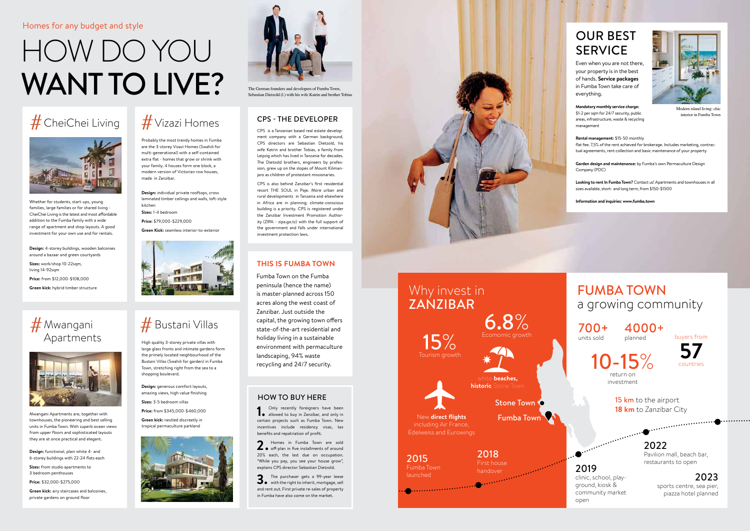Homes for any budget and style

# HOW DO YOU WANT TO LIVE?

## # CheiChei Living

Whether for students, start-ups, young families, large families or for shared living - CheiChei Living is the latest and most affordable addition to the Fumba family with a wide range of apartment and shop layouts. A good investment for your own use and for rentals.

**Design:** 4-storey buildings, wooden balconies around a bazaar and green courtyards

**Sizes:** work/shop 10-22sqm, living 14-92sqm

**Price:** from $12,000-$108,000

**Green kick:** hybrid timber structure

## # Vizazi Homes

Probably the most trendy homes in Fumba are the 3-storey Vizazi Homes (Swahili for multi-generational) with a self-contained extra flat - homes that grow or shrink with your family. 4 houses form one block, a modern version of Victorian row houses, made in Zanzibar.

**Design:** individual private rooftops, cross laminated timber ceilings and walls, loft-style kitchen

**Sizes:** 1-4 bedroom

**Price:** $79,000-$229,000

**Green Kick:** seamless interior-to-exterior

## # Mwangani Apartments

Mwangani Apartments are, together with townhouses, the pioneering and best selling units in Fumba Town. With superb ocean views from upper floors and sophisticated layouts they are at once practical and elegant.

**Design:** functional, plain white 4- and 6-storey buildings with 22-24 flats each

**Sizes:** from studio apartments to 3 bedroom penthouses

**Price:** $32,000-$275,000

**Green kick:** airy staircases and balconies, private gardens on ground floor

## # Bustani Villas

High quality 3-storey private villas with large glass fronts and intimate gardens form the primely located neighbourhood of the Bustani Villas (Swahili for garden) in Fumba Town, stretching right from the sea to a shopping boulevard.

**Design:** generous comfort layouts, amazing views, high value finishing

**Sizes:** 3-5 bedroom villas

**Price:** from $345,000-$460,000

**Green kick:** nestled discreetly in tropical permaculture parkland

The German founders and developers of Fumba Town, Sebastian Dietzold (l.) with his wife Katrin and brother Tobias

## CPS - THE DEVELOPER

CPS is a Tanzanian based real estate development company with a German background. CPS directors are Sebastian Dietzold, his wife Katrin and brother Tobias, a family from Leipzig which has lived in Tanzania for decades. The Dietzold brothers, engineers by profession, grew up on the slopes of Mount Kilimanjaro as children of protestant missionaries.

CPS is also behind Zanzibar's first residential resort THE SOUL in Paje. More urban and rural developments in Tanzania and elsewhere in Africa are in planning; climate-conscious building is a priority. CPS is registered under the Zanzibar Investment Promotion Authority (ZIPA - zipa.go.tz) with the full support of the government and falls under international investment protection laws.

## THIS IS FUMBA TOWN

Fumba Town on the Fumba peninsula (hence the name) is master-planned across 150 acres along the west coast of Zanzibar. Just outside the capital, the growing town offers state-of-the-art residential and holiday living in a sustainable environment with permaculture landscaping, 94% waste recycling and 24/7 security.

## HOW TO BUY HERE

**1.** Only recently foreigners have been allowed to buy in Zanzibar, and only in certain projects such as Fumba Town. New incentives include residency visas, tax benefits and repatriation of profit.

**2.** Homes in Fumba Town are sold off-plan in five installments of around 20% each, the last due on occupation. "While you pay, you see your house grow", explains CPS director Sebastian Dietzold.

**3.** The purchaser gets a 99-year lease with the right to inherit, mortgage, sell and rent out. First private re-sales of property in Fumba have also come on the market.

## OUR BEST SERVICE

Even when you are not there, your property is in the best of hands. **Service packages** in Fumba Town take care of everything.

Modern island living: chic interior in Fumba Town

**Mandatory monthly service charge:** $1-2 per sqm for 24/7 security, public areas, infrastructure, waste & recycling management

**Rental management:** $15-50 monthly flat fee. 7,5% of the rent achieved for brokerage. Includes marketing, contractual agreements, rent collection and basic maintenance of your property

**Garden design and maintenance:** by Fumba's own Permaculture Design Company (PDC)

**Looking to rent In Fumba Town?** Contact us! Apartments and townhouses in all sizes available, short- and long term, from $150-$1500

**Information and inquiries: www.fumba.town**

## Why invest in ZANZIBAR

15% Tourism growth

6.8% Ecomomic growth

white **beaches, historic** Stone Town

New **direct flights** including Air France, Edelweiss and Eurowings

Stone Town

Fumba Town

## FUMBA TOWN a growing community

700+ units sold

4000+ planned

buyers from 57 countries

10-15% return on investment

**15 km** to the airport

**18 km** to Zanzibar City

2015 Fumba Town launched

2018 First house handover

2019 clinic, school, playground, kiosk & community market open

2022 Pavilion mall, beach bar, restaurants to open

2023 sports centre, sea pier, piazza hotel planned